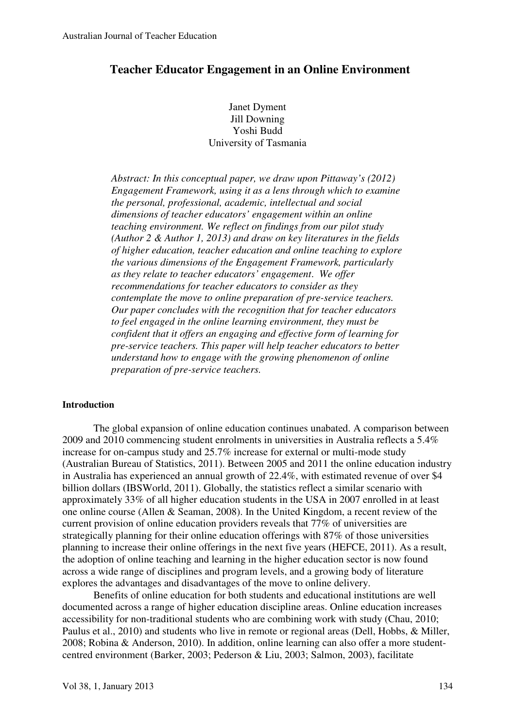# Teacher Educator Engagement in an Online Environment

Janet Dyment
Jill Downing
Yoshi Budd
University of Tasmania

*Abstract: In this conceptual paper, we draw upon Pittaway's (2012) Engagement Framework, using it as a lens through which to examine the personal, professional, academic, intellectual and social dimensions of teacher educators' engagement within an online teaching environment. We reflect on findings from our pilot study (Author 2 & Author 1, 2013) and draw on key literatures in the fields of higher education, teacher education and online teaching to explore the various dimensions of the Engagement Framework, particularly as they relate to teacher educators' engagement. We offer recommendations for teacher educators to consider as they contemplate the move to online preparation of pre-service teachers. Our paper concludes with the recognition that for teacher educators to feel engaged in the online learning environment, they must be confident that it offers an engaging and effective form of learning for pre-service teachers. This paper will help teacher educators to better understand how to engage with the growing phenomenon of online preparation of pre-service teachers.*

## Introduction

The global expansion of online education continues unabated. A comparison between 2009 and 2010 commencing student enrolments in universities in Australia reflects a 5.4% increase for on-campus study and 25.7% increase for external or multi-mode study (Australian Bureau of Statistics, 2011). Between 2005 and 2011 the online education industry in Australia has experienced an annual growth of 22.4%, with estimated revenue of over $4 billion dollars (IBSWorld, 2011). Globally, the statistics reflect a similar scenario with approximately 33% of all higher education students in the USA in 2007 enrolled in at least one online course (Allen & Seaman, 2008). In the United Kingdom, a recent review of the current provision of online education providers reveals that 77% of universities are strategically planning for their online education offerings with 87% of those universities planning to increase their online offerings in the next five years (HEFCE, 2011). As a result, the adoption of online teaching and learning in the higher education sector is now found across a wide range of disciplines and program levels, and a growing body of literature explores the advantages and disadvantages of the move to online delivery.

Benefits of online education for both students and educational institutions are well documented across a range of higher education discipline areas. Online education increases accessibility for non-traditional students who are combining work with study (Chau, 2010; Paulus et al., 2010) and students who live in remote or regional areas (Dell, Hobbs, & Miller, 2008; Robina & Anderson, 2010). In addition, online learning can also offer a more student-centred environment (Barker, 2003; Pederson & Liu, 2003; Salmon, 2003), facilitate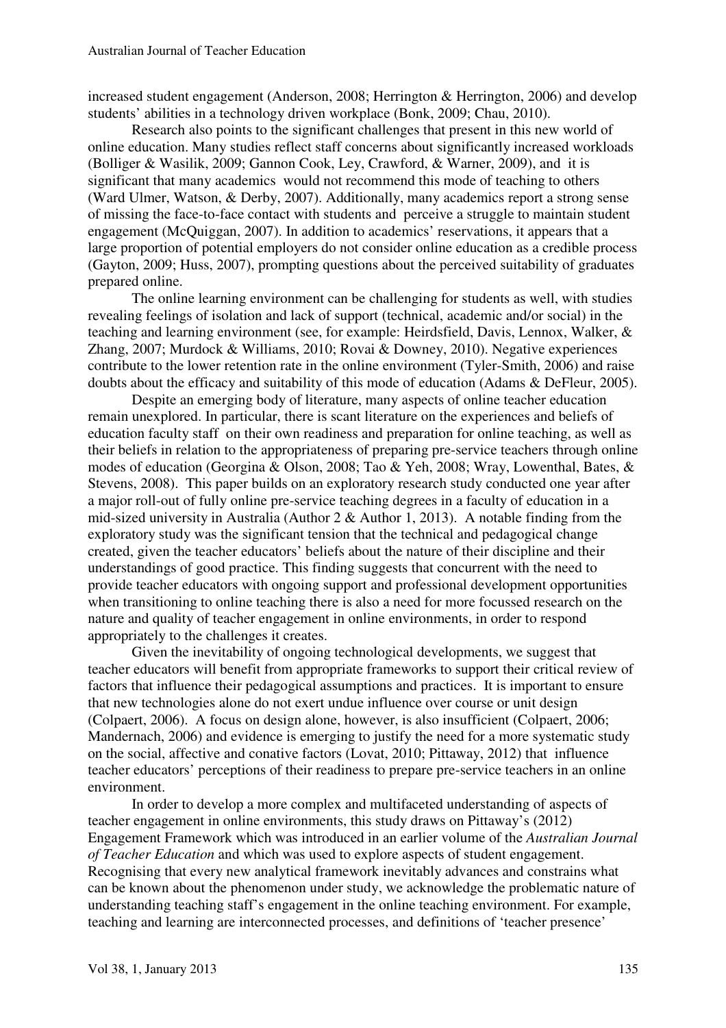increased student engagement (Anderson, 2008; Herrington & Herrington, 2006) and develop students' abilities in a technology driven workplace (Bonk, 2009; Chau, 2010).

Research also points to the significant challenges that present in this new world of online education. Many studies reflect staff concerns about significantly increased workloads (Bolliger & Wasilik, 2009; Gannon Cook, Ley, Crawford, & Warner, 2009), and it is significant that many academics would not recommend this mode of teaching to others (Ward Ulmer, Watson, & Derby, 2007). Additionally, many academics report a strong sense of missing the face-to-face contact with students and perceive a struggle to maintain student engagement (McQuiggan, 2007). In addition to academics' reservations, it appears that a large proportion of potential employers do not consider online education as a credible process (Gayton, 2009; Huss, 2007), prompting questions about the perceived suitability of graduates prepared online.

The online learning environment can be challenging for students as well, with studies revealing feelings of isolation and lack of support (technical, academic and/or social) in the teaching and learning environment (see, for example: Heirdsfield, Davis, Lennox, Walker, & Zhang, 2007; Murdock & Williams, 2010; Rovai & Downey, 2010). Negative experiences contribute to the lower retention rate in the online environment (Tyler-Smith, 2006) and raise doubts about the efficacy and suitability of this mode of education (Adams & DeFleur, 2005).

Despite an emerging body of literature, many aspects of online teacher education remain unexplored. In particular, there is scant literature on the experiences and beliefs of education faculty staff on their own readiness and preparation for online teaching, as well as their beliefs in relation to the appropriateness of preparing pre-service teachers through online modes of education (Georgina & Olson, 2008; Tao & Yeh, 2008; Wray, Lowenthal, Bates, & Stevens, 2008). This paper builds on an exploratory research study conducted one year after a major roll-out of fully online pre-service teaching degrees in a faculty of education in a mid-sized university in Australia (Author 2 & Author 1, 2013). A notable finding from the exploratory study was the significant tension that the technical and pedagogical change created, given the teacher educators' beliefs about the nature of their discipline and their understandings of good practice. This finding suggests that concurrent with the need to provide teacher educators with ongoing support and professional development opportunities when transitioning to online teaching there is also a need for more focussed research on the nature and quality of teacher engagement in online environments, in order to respond appropriately to the challenges it creates.

Given the inevitability of ongoing technological developments, we suggest that teacher educators will benefit from appropriate frameworks to support their critical review of factors that influence their pedagogical assumptions and practices. It is important to ensure that new technologies alone do not exert undue influence over course or unit design (Colpaert, 2006). A focus on design alone, however, is also insufficient (Colpaert, 2006; Mandernach, 2006) and evidence is emerging to justify the need for a more systematic study on the social, affective and conative factors (Lovat, 2010; Pittaway, 2012) that influence teacher educators' perceptions of their readiness to prepare pre-service teachers in an online environment.

In order to develop a more complex and multifaceted understanding of aspects of teacher engagement in online environments, this study draws on Pittaway's (2012) Engagement Framework which was introduced in an earlier volume of the *Australian Journal of Teacher Education* and which was used to explore aspects of student engagement. Recognising that every new analytical framework inevitably advances and constrains what can be known about the phenomenon under study, we acknowledge the problematic nature of understanding teaching staff's engagement in the online teaching environment. For example, teaching and learning are interconnected processes, and definitions of 'teacher presence'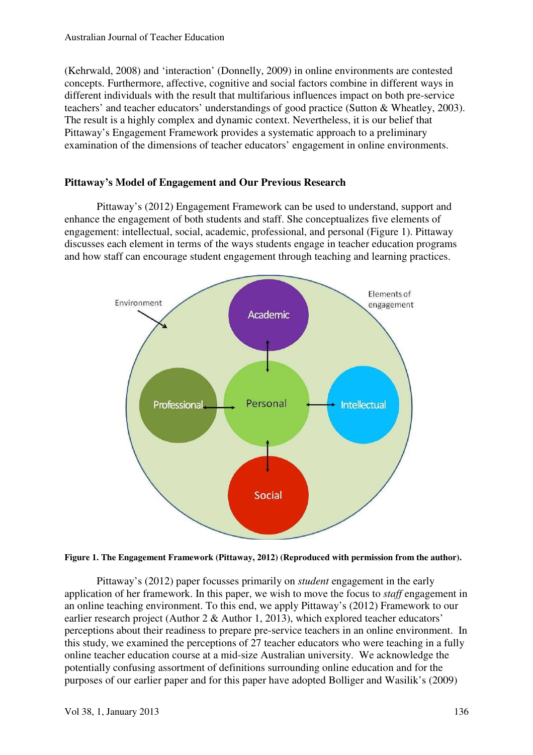(Kehrwald, 2008) and 'interaction' (Donnelly, 2009) in online environments are contested concepts. Furthermore, affective, cognitive and social factors combine in different ways in different individuals with the result that multifarious influences impact on both pre-service teachers' and teacher educators' understandings of good practice (Sutton & Wheatley, 2003). The result is a highly complex and dynamic context. Nevertheless, it is our belief that Pittaway's Engagement Framework provides a systematic approach to a preliminary examination of the dimensions of teacher educators' engagement in online environments.

## Pittaway's Model of Engagement and Our Previous Research

Pittaway's (2012) Engagement Framework can be used to understand, support and enhance the engagement of both students and staff. She conceptualizes five elements of engagement: intellectual, social, academic, professional, and personal (Figure 1). Pittaway discusses each element in terms of the ways students engage in teacher education programs and how staff can encourage student engagement through teaching and learning practices.

**Figure 1. The Engagement Framework (Pittaway, 2012) (Reproduced with permission from the author).**

Pittaway's (2012) paper focusses primarily on *student* engagement in the early application of her framework. In this paper, we wish to move the focus to *staff* engagement in an online teaching environment. To this end, we apply Pittaway's (2012) Framework to our earlier research project (Author 2 & Author 1, 2013), which explored teacher educators' perceptions about their readiness to prepare pre-service teachers in an online environment. In this study, we examined the perceptions of 27 teacher educators who were teaching in a fully online teacher education course at a mid-size Australian university. We acknowledge the potentially confusing assortment of definitions surrounding online education and for the purposes of our earlier paper and for this paper have adopted Bolliger and Wasilik's (2009)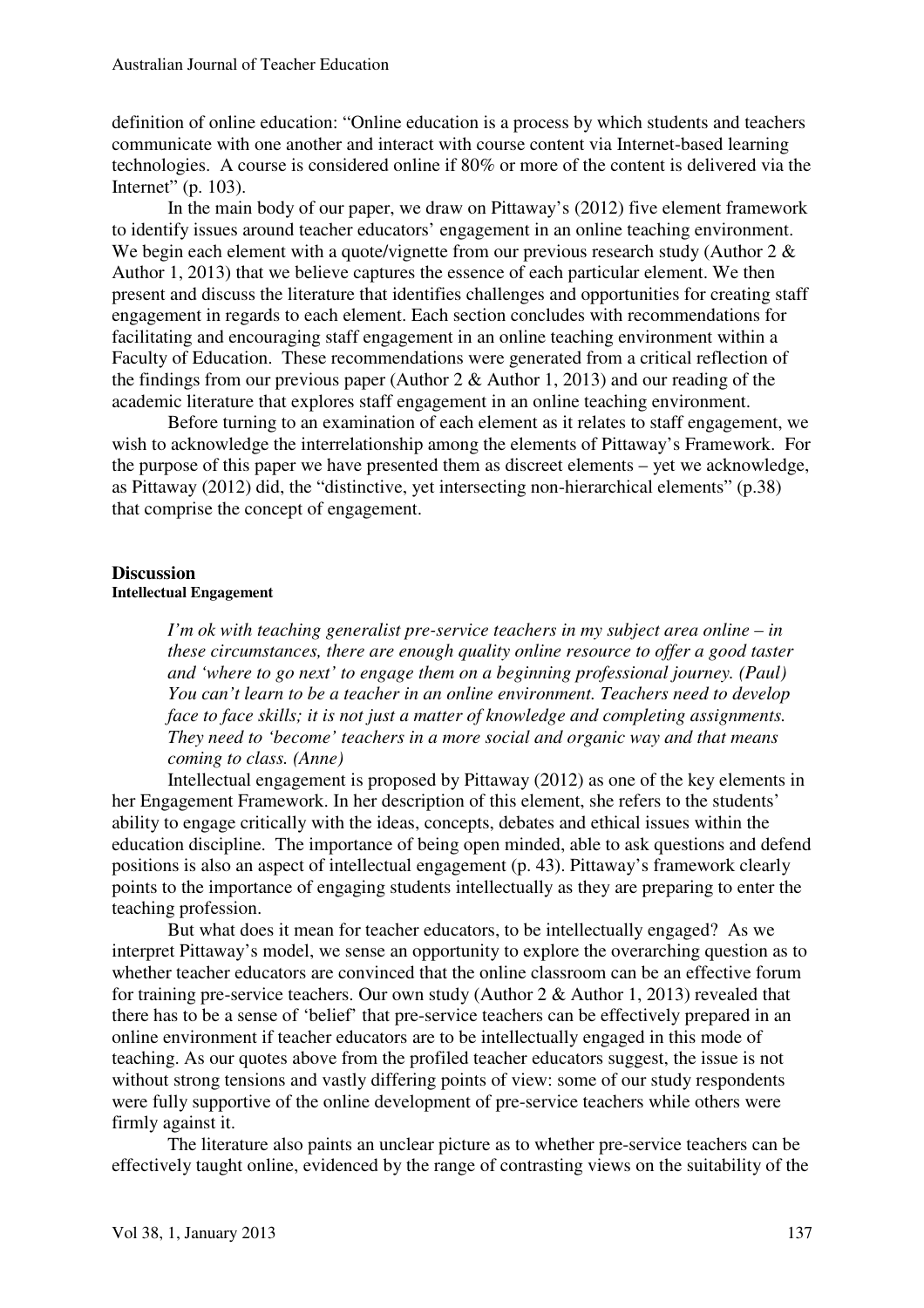definition of online education: "Online education is a process by which students and teachers communicate with one another and interact with course content via Internet-based learning technologies. A course is considered online if 80% or more of the content is delivered via the Internet" (p. 103).

In the main body of our paper, we draw on Pittaway's (2012) five element framework to identify issues around teacher educators' engagement in an online teaching environment. We begin each element with a quote/vignette from our previous research study (Author 2 & Author 1, 2013) that we believe captures the essence of each particular element. We then present and discuss the literature that identifies challenges and opportunities for creating staff engagement in regards to each element. Each section concludes with recommendations for facilitating and encouraging staff engagement in an online teaching environment within a Faculty of Education. These recommendations were generated from a critical reflection of the findings from our previous paper (Author 2 & Author 1, 2013) and our reading of the academic literature that explores staff engagement in an online teaching environment.

Before turning to an examination of each element as it relates to staff engagement, we wish to acknowledge the interrelationship among the elements of Pittaway's Framework. For the purpose of this paper we have presented them as discreet elements – yet we acknowledge, as Pittaway (2012) did, the "distinctive, yet intersecting non-hierarchical elements" (p.38) that comprise the concept of engagement.

## Discussion

### Intellectual Engagement

> *I'm ok with teaching generalist pre-service teachers in my subject area online – in these circumstances, there are enough quality online resource to offer a good taster and 'where to go next' to engage them on a beginning professional journey. (Paul)*
> *You can't learn to be a teacher in an online environment. Teachers need to develop face to face skills; it is not just a matter of knowledge and completing assignments. They need to 'become' teachers in a more social and organic way and that means coming to class. (Anne)*

Intellectual engagement is proposed by Pittaway (2012) as one of the key elements in her Engagement Framework. In her description of this element, she refers to the students' ability to engage critically with the ideas, concepts, debates and ethical issues within the education discipline. The importance of being open minded, able to ask questions and defend positions is also an aspect of intellectual engagement (p. 43). Pittaway's framework clearly points to the importance of engaging students intellectually as they are preparing to enter the teaching profession.

But what does it mean for teacher educators, to be intellectually engaged? As we interpret Pittaway's model, we sense an opportunity to explore the overarching question as to whether teacher educators are convinced that the online classroom can be an effective forum for training pre-service teachers. Our own study (Author 2 & Author 1, 2013) revealed that there has to be a sense of 'belief' that pre-service teachers can be effectively prepared in an online environment if teacher educators are to be intellectually engaged in this mode of teaching. As our quotes above from the profiled teacher educators suggest, the issue is not without strong tensions and vastly differing points of view: some of our study respondents were fully supportive of the online development of pre-service teachers while others were firmly against it.

The literature also paints an unclear picture as to whether pre-service teachers can be effectively taught online, evidenced by the range of contrasting views on the suitability of the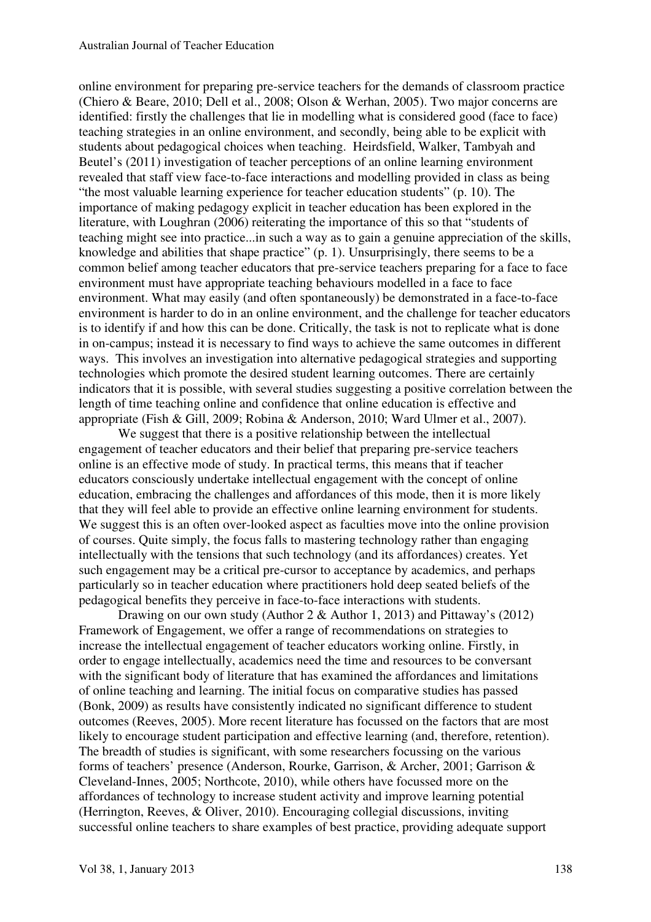online environment for preparing pre-service teachers for the demands of classroom practice (Chiero & Beare, 2010; Dell et al., 2008; Olson & Werhan, 2005). Two major concerns are identified: firstly the challenges that lie in modelling what is considered good (face to face) teaching strategies in an online environment, and secondly, being able to be explicit with students about pedagogical choices when teaching. Heirdsfield, Walker, Tambyah and Beutel's (2011) investigation of teacher perceptions of an online learning environment revealed that staff view face-to-face interactions and modelling provided in class as being "the most valuable learning experience for teacher education students" (p. 10). The importance of making pedagogy explicit in teacher education has been explored in the literature, with Loughran (2006) reiterating the importance of this so that "students of teaching might see into practice...in such a way as to gain a genuine appreciation of the skills, knowledge and abilities that shape practice" (p. 1). Unsurprisingly, there seems to be a common belief among teacher educators that pre-service teachers preparing for a face to face environment must have appropriate teaching behaviours modelled in a face to face environment. What may easily (and often spontaneously) be demonstrated in a face-to-face environment is harder to do in an online environment, and the challenge for teacher educators is to identify if and how this can be done. Critically, the task is not to replicate what is done in on-campus; instead it is necessary to find ways to achieve the same outcomes in different ways. This involves an investigation into alternative pedagogical strategies and supporting technologies which promote the desired student learning outcomes. There are certainly indicators that it is possible, with several studies suggesting a positive correlation between the length of time teaching online and confidence that online education is effective and appropriate (Fish & Gill, 2009; Robina & Anderson, 2010; Ward Ulmer et al., 2007).

We suggest that there is a positive relationship between the intellectual engagement of teacher educators and their belief that preparing pre-service teachers online is an effective mode of study. In practical terms, this means that if teacher educators consciously undertake intellectual engagement with the concept of online education, embracing the challenges and affordances of this mode, then it is more likely that they will feel able to provide an effective online learning environment for students. We suggest this is an often over-looked aspect as faculties move into the online provision of courses. Quite simply, the focus falls to mastering technology rather than engaging intellectually with the tensions that such technology (and its affordances) creates. Yet such engagement may be a critical pre-cursor to acceptance by academics, and perhaps particularly so in teacher education where practitioners hold deep seated beliefs of the pedagogical benefits they perceive in face-to-face interactions with students.

Drawing on our own study (Author 2 & Author 1, 2013) and Pittaway's (2012) Framework of Engagement, we offer a range of recommendations on strategies to increase the intellectual engagement of teacher educators working online. Firstly, in order to engage intellectually, academics need the time and resources to be conversant with the significant body of literature that has examined the affordances and limitations of online teaching and learning. The initial focus on comparative studies has passed (Bonk, 2009) as results have consistently indicated no significant difference to student outcomes (Reeves, 2005). More recent literature has focussed on the factors that are most likely to encourage student participation and effective learning (and, therefore, retention). The breadth of studies is significant, with some researchers focussing on the various forms of teachers' presence (Anderson, Rourke, Garrison, & Archer, 2001; Garrison & Cleveland-Innes, 2005; Northcote, 2010), while others have focussed more on the affordances of technology to increase student activity and improve learning potential (Herrington, Reeves, & Oliver, 2010). Encouraging collegial discussions, inviting successful online teachers to share examples of best practice, providing adequate support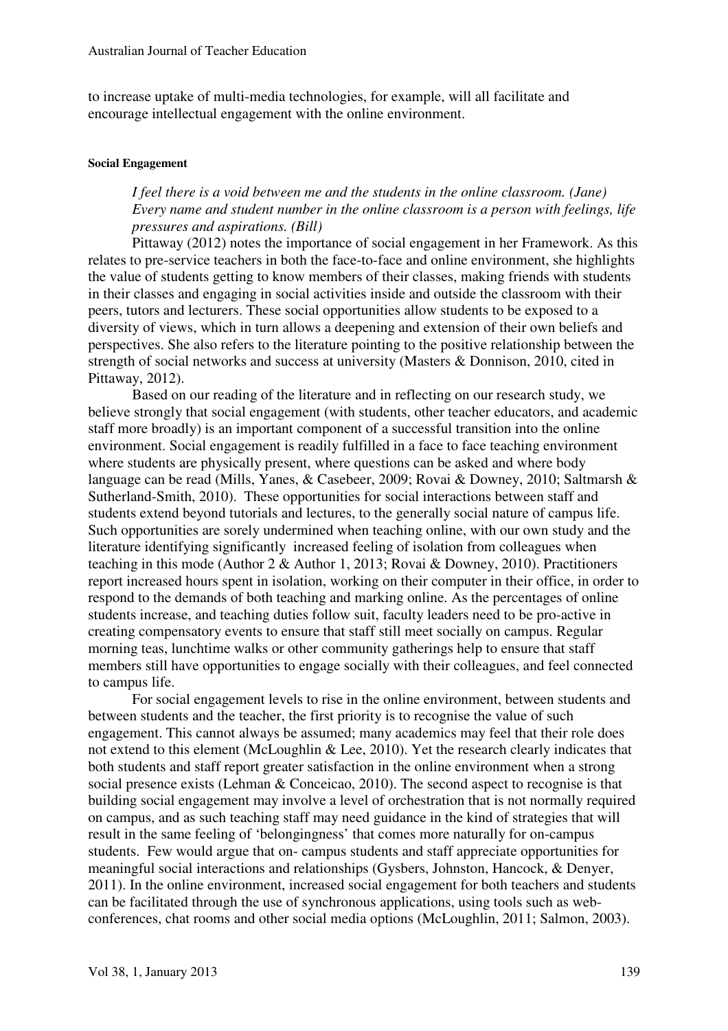to increase uptake of multi-media technologies, for example, will all facilitate and encourage intellectual engagement with the online environment.

#### Social Engagement

> *I feel there is a void between me and the students in the online classroom. (Jane)*
> *Every name and student number in the online classroom is a person with feelings, life pressures and aspirations. (Bill)*

Pittaway (2012) notes the importance of social engagement in her Framework. As this relates to pre-service teachers in both the face-to-face and online environment, she highlights the value of students getting to know members of their classes, making friends with students in their classes and engaging in social activities inside and outside the classroom with their peers, tutors and lecturers. These social opportunities allow students to be exposed to a diversity of views, which in turn allows a deepening and extension of their own beliefs and perspectives. She also refers to the literature pointing to the positive relationship between the strength of social networks and success at university (Masters & Donnison, 2010, cited in Pittaway, 2012).

Based on our reading of the literature and in reflecting on our research study, we believe strongly that social engagement (with students, other teacher educators, and academic staff more broadly) is an important component of a successful transition into the online environment. Social engagement is readily fulfilled in a face to face teaching environment where students are physically present, where questions can be asked and where body language can be read (Mills, Yanes, & Casebeer, 2009; Rovai & Downey, 2010; Saltmarsh & Sutherland-Smith, 2010). These opportunities for social interactions between staff and students extend beyond tutorials and lectures, to the generally social nature of campus life. Such opportunities are sorely undermined when teaching online, with our own study and the literature identifying significantly increased feeling of isolation from colleagues when teaching in this mode (Author 2 & Author 1, 2013; Rovai & Downey, 2010). Practitioners report increased hours spent in isolation, working on their computer in their office, in order to respond to the demands of both teaching and marking online. As the percentages of online students increase, and teaching duties follow suit, faculty leaders need to be pro-active in creating compensatory events to ensure that staff still meet socially on campus. Regular morning teas, lunchtime walks or other community gatherings help to ensure that staff members still have opportunities to engage socially with their colleagues, and feel connected to campus life.

For social engagement levels to rise in the online environment, between students and between students and the teacher, the first priority is to recognise the value of such engagement. This cannot always be assumed; many academics may feel that their role does not extend to this element (McLoughlin & Lee, 2010). Yet the research clearly indicates that both students and staff report greater satisfaction in the online environment when a strong social presence exists (Lehman & Conceicao, 2010). The second aspect to recognise is that building social engagement may involve a level of orchestration that is not normally required on campus, and as such teaching staff may need guidance in the kind of strategies that will result in the same feeling of 'belongingness' that comes more naturally for on-campus students. Few would argue that on- campus students and staff appreciate opportunities for meaningful social interactions and relationships (Gysbers, Johnston, Hancock, & Denyer, 2011). In the online environment, increased social engagement for both teachers and students can be facilitated through the use of synchronous applications, using tools such as web-conferences, chat rooms and other social media options (McLoughlin, 2011; Salmon, 2003).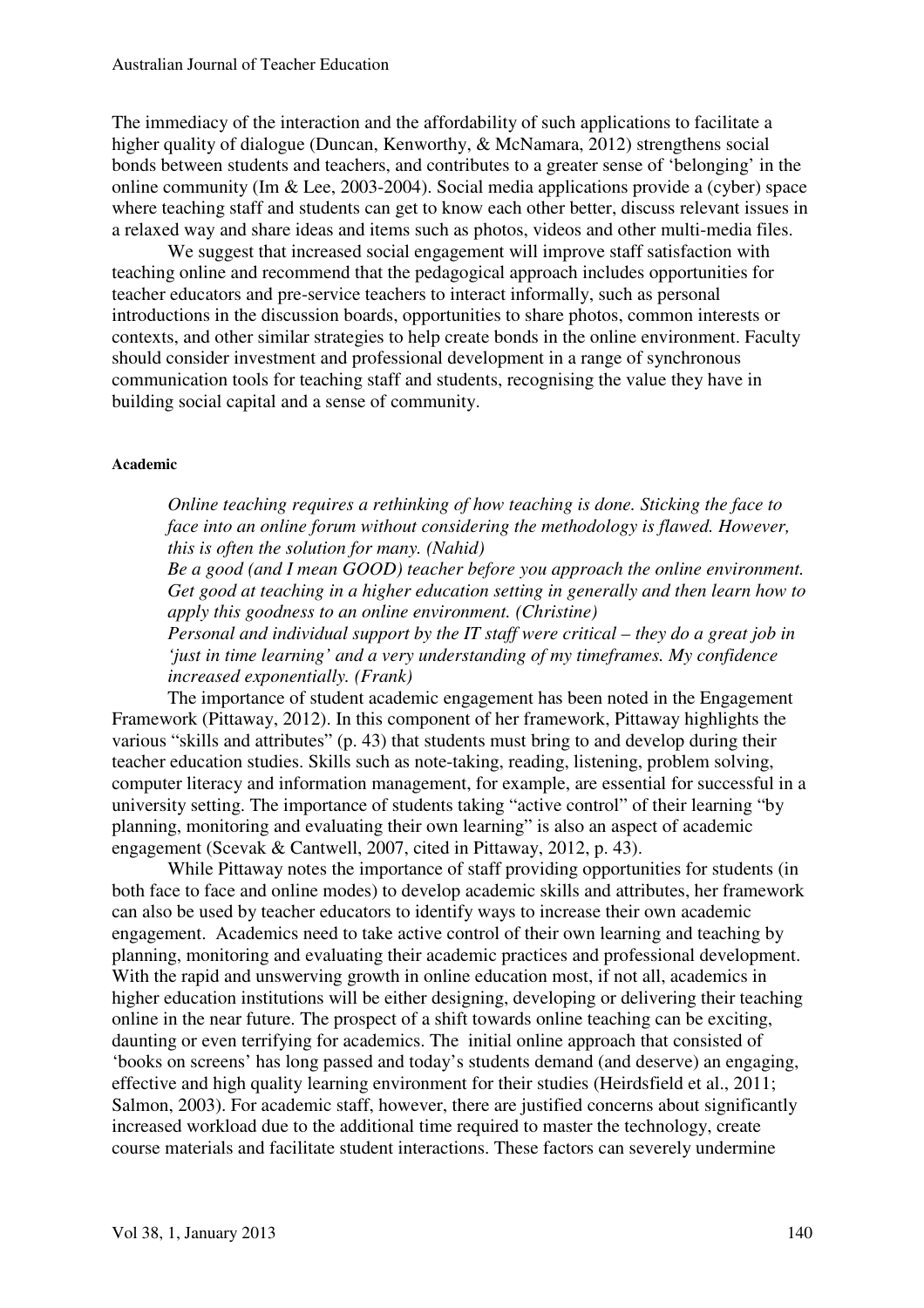The immediacy of the interaction and the affordability of such applications to facilitate a higher quality of dialogue (Duncan, Kenworthy, & McNamara, 2012) strengthens social bonds between students and teachers, and contributes to a greater sense of 'belonging' in the online community (Im & Lee, 2003-2004). Social media applications provide a (cyber) space where teaching staff and students can get to know each other better, discuss relevant issues in a relaxed way and share ideas and items such as photos, videos and other multi-media files.

We suggest that increased social engagement will improve staff satisfaction with teaching online and recommend that the pedagogical approach includes opportunities for teacher educators and pre-service teachers to interact informally, such as personal introductions in the discussion boards, opportunities to share photos, common interests or contexts, and other similar strategies to help create bonds in the online environment. Faculty should consider investment and professional development in a range of synchronous communication tools for teaching staff and students, recognising the value they have in building social capital and a sense of community.

#### Academic

> *Online teaching requires a rethinking of how teaching is done. Sticking the face to face into an online forum without considering the methodology is flawed. However, this is often the solution for many. (Nahid)*
>
> *Be a good (and I mean GOOD) teacher before you approach the online environment. Get good at teaching in a higher education setting in generally and then learn how to apply this goodness to an online environment. (Christine)*
>
> *Personal and individual support by the IT staff were critical – they do a great job in 'just in time learning' and a very understanding of my timeframes. My confidence increased exponentially. (Frank)*

The importance of student academic engagement has been noted in the Engagement Framework (Pittaway, 2012). In this component of her framework, Pittaway highlights the various "skills and attributes" (p. 43) that students must bring to and develop during their teacher education studies. Skills such as note-taking, reading, listening, problem solving, computer literacy and information management, for example, are essential for successful in a university setting. The importance of students taking "active control" of their learning "by planning, monitoring and evaluating their own learning" is also an aspect of academic engagement (Scevak & Cantwell, 2007, cited in Pittaway, 2012, p. 43).

While Pittaway notes the importance of staff providing opportunities for students (in both face to face and online modes) to develop academic skills and attributes, her framework can also be used by teacher educators to identify ways to increase their own academic engagement. Academics need to take active control of their own learning and teaching by planning, monitoring and evaluating their academic practices and professional development. With the rapid and unswerving growth in online education most, if not all, academics in higher education institutions will be either designing, developing or delivering their teaching online in the near future. The prospect of a shift towards online teaching can be exciting, daunting or even terrifying for academics. The initial online approach that consisted of 'books on screens' has long passed and today's students demand (and deserve) an engaging, effective and high quality learning environment for their studies (Heirdsfield et al., 2011; Salmon, 2003). For academic staff, however, there are justified concerns about significantly increased workload due to the additional time required to master the technology, create course materials and facilitate student interactions. These factors can severely undermine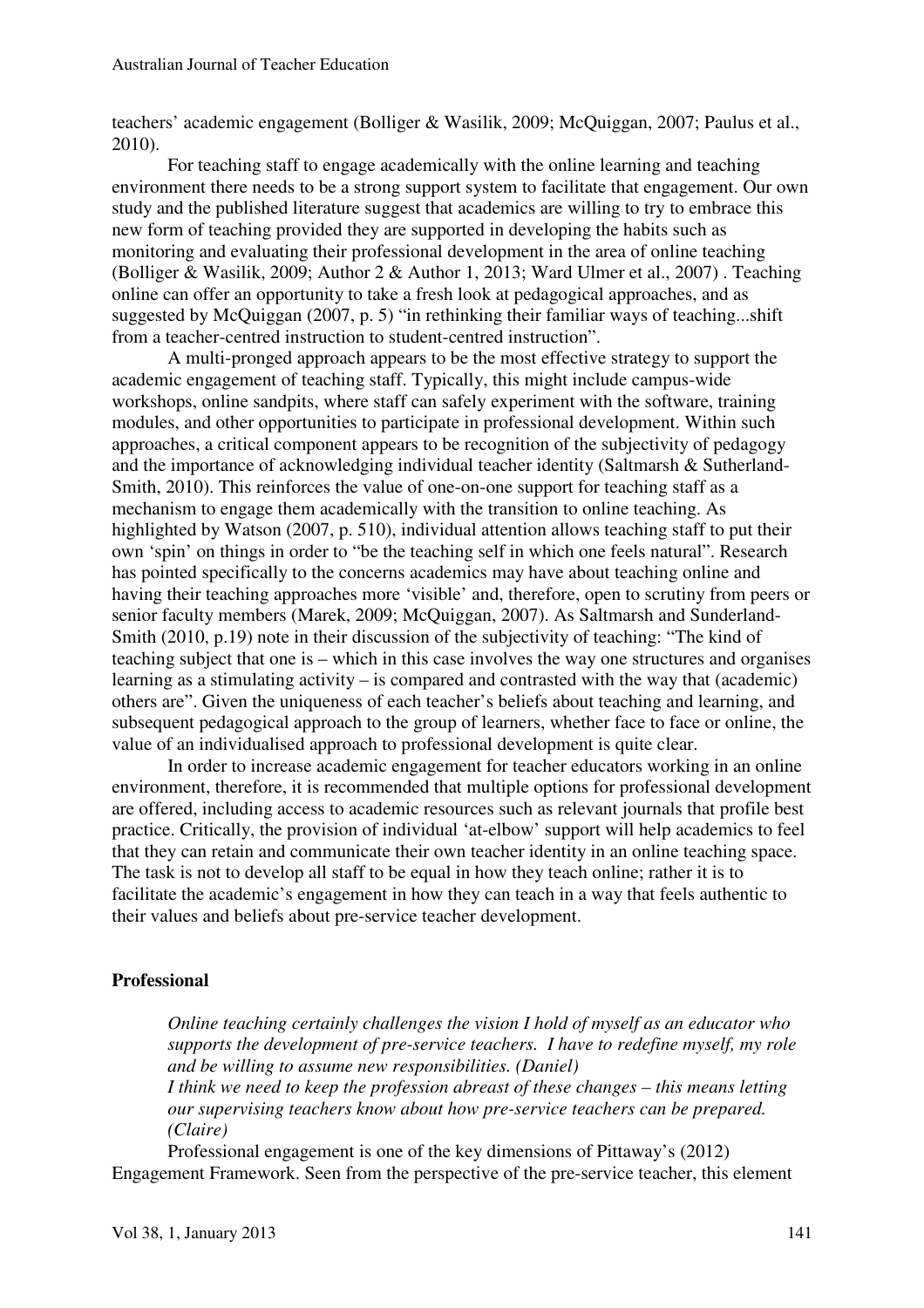teachers' academic engagement (Bolliger & Wasilik, 2009; McQuiggan, 2007; Paulus et al., 2010).

For teaching staff to engage academically with the online learning and teaching environment there needs to be a strong support system to facilitate that engagement. Our own study and the published literature suggest that academics are willing to try to embrace this new form of teaching provided they are supported in developing the habits such as monitoring and evaluating their professional development in the area of online teaching (Bolliger & Wasilik, 2009; Author 2 & Author 1, 2013; Ward Ulmer et al., 2007) . Teaching online can offer an opportunity to take a fresh look at pedagogical approaches, and as suggested by McQuiggan (2007, p. 5) "in rethinking their familiar ways of teaching...shift from a teacher-centred instruction to student-centred instruction".

A multi-pronged approach appears to be the most effective strategy to support the academic engagement of teaching staff. Typically, this might include campus-wide workshops, online sandpits, where staff can safely experiment with the software, training modules, and other opportunities to participate in professional development. Within such approaches, a critical component appears to be recognition of the subjectivity of pedagogy and the importance of acknowledging individual teacher identity (Saltmarsh & Sutherland-Smith, 2010). This reinforces the value of one-on-one support for teaching staff as a mechanism to engage them academically with the transition to online teaching. As highlighted by Watson (2007, p. 510), individual attention allows teaching staff to put their own 'spin' on things in order to "be the teaching self in which one feels natural". Research has pointed specifically to the concerns academics may have about teaching online and having their teaching approaches more 'visible' and, therefore, open to scrutiny from peers or senior faculty members (Marek, 2009; McQuiggan, 2007). As Saltmarsh and Sunderland-Smith (2010, p.19) note in their discussion of the subjectivity of teaching: "The kind of teaching subject that one is – which in this case involves the way one structures and organises learning as a stimulating activity – is compared and contrasted with the way that (academic) others are". Given the uniqueness of each teacher's beliefs about teaching and learning, and subsequent pedagogical approach to the group of learners, whether face to face or online, the value of an individualised approach to professional development is quite clear.

In order to increase academic engagement for teacher educators working in an online environment, therefore, it is recommended that multiple options for professional development are offered, including access to academic resources such as relevant journals that profile best practice. Critically, the provision of individual 'at-elbow' support will help academics to feel that they can retain and communicate their own teacher identity in an online teaching space. The task is not to develop all staff to be equal in how they teach online; rather it is to facilitate the academic's engagement in how they can teach in a way that feels authentic to their values and beliefs about pre-service teacher development.

**Professional**

> *Online teaching certainly challenges the vision I hold of myself as an educator who supports the development of pre-service teachers. I have to redefine myself, my role and be willing to assume new responsibilities. (Daniel)*
>
> *I think we need to keep the profession abreast of these changes – this means letting our supervising teachers know about how pre-service teachers can be prepared. (Claire)*

Professional engagement is one of the key dimensions of Pittaway's (2012) Engagement Framework. Seen from the perspective of the pre-service teacher, this element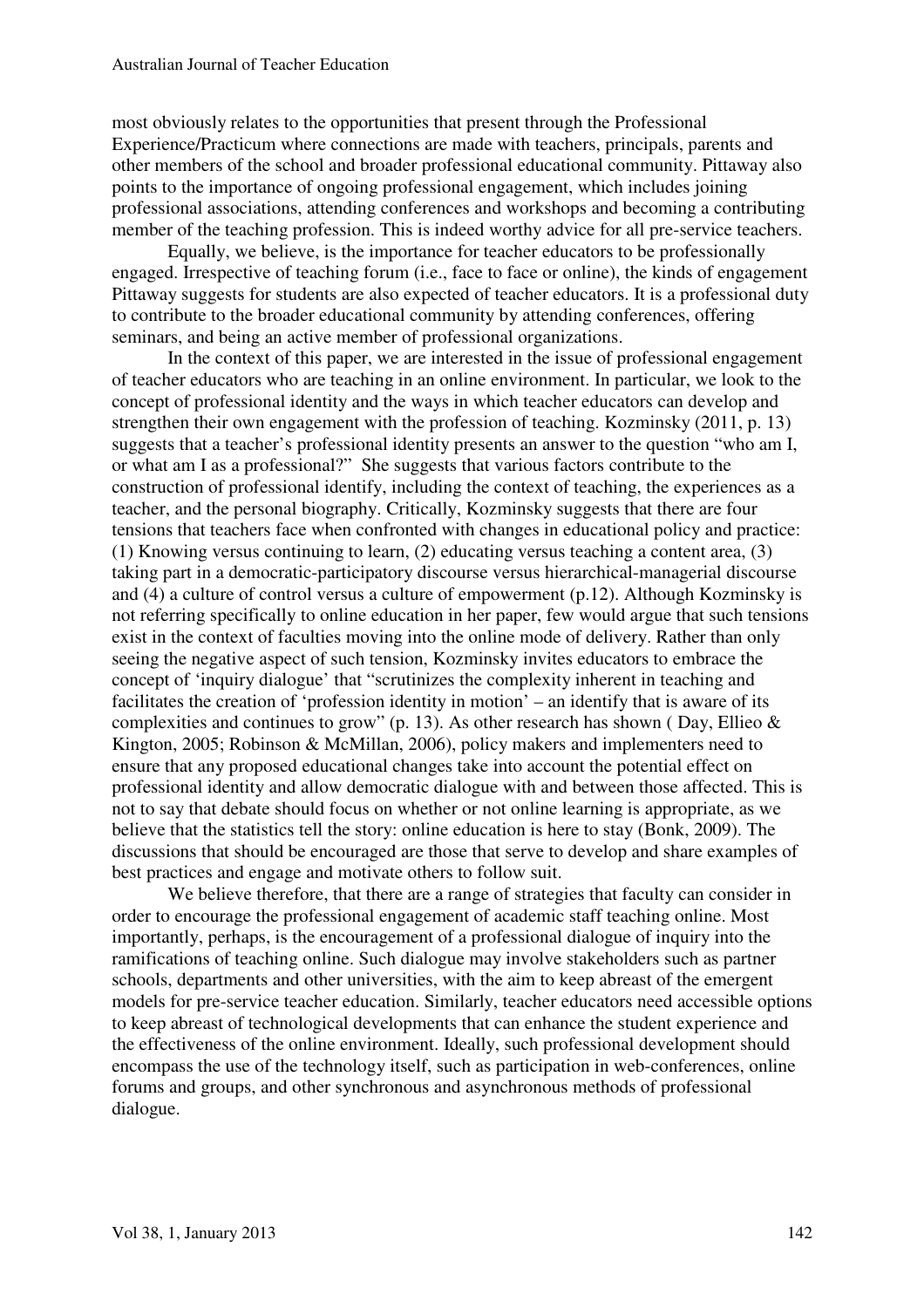most obviously relates to the opportunities that present through the Professional Experience/Practicum where connections are made with teachers, principals, parents and other members of the school and broader professional educational community. Pittaway also points to the importance of ongoing professional engagement, which includes joining professional associations, attending conferences and workshops and becoming a contributing member of the teaching profession. This is indeed worthy advice for all pre-service teachers.

Equally, we believe, is the importance for teacher educators to be professionally engaged. Irrespective of teaching forum (i.e., face to face or online), the kinds of engagement Pittaway suggests for students are also expected of teacher educators. It is a professional duty to contribute to the broader educational community by attending conferences, offering seminars, and being an active member of professional organizations.

In the context of this paper, we are interested in the issue of professional engagement of teacher educators who are teaching in an online environment. In particular, we look to the concept of professional identity and the ways in which teacher educators can develop and strengthen their own engagement with the profession of teaching. Kozminsky (2011, p. 13) suggests that a teacher's professional identity presents an answer to the question "who am I, or what am I as a professional?" She suggests that various factors contribute to the construction of professional identify, including the context of teaching, the experiences as a teacher, and the personal biography. Critically, Kozminsky suggests that there are four tensions that teachers face when confronted with changes in educational policy and practice: (1) Knowing versus continuing to learn, (2) educating versus teaching a content area, (3) taking part in a democratic-participatory discourse versus hierarchical-managerial discourse and (4) a culture of control versus a culture of empowerment (p.12). Although Kozminsky is not referring specifically to online education in her paper, few would argue that such tensions exist in the context of faculties moving into the online mode of delivery. Rather than only seeing the negative aspect of such tension, Kozminsky invites educators to embrace the concept of 'inquiry dialogue' that "scrutinizes the complexity inherent in teaching and facilitates the creation of 'profession identity in motion' – an identify that is aware of its complexities and continues to grow" (p. 13). As other research has shown ( Day, Ellieo & Kington, 2005; Robinson & McMillan, 2006), policy makers and implementers need to ensure that any proposed educational changes take into account the potential effect on professional identity and allow democratic dialogue with and between those affected. This is not to say that debate should focus on whether or not online learning is appropriate, as we believe that the statistics tell the story: online education is here to stay (Bonk, 2009). The discussions that should be encouraged are those that serve to develop and share examples of best practices and engage and motivate others to follow suit.

We believe therefore, that there are a range of strategies that faculty can consider in order to encourage the professional engagement of academic staff teaching online. Most importantly, perhaps, is the encouragement of a professional dialogue of inquiry into the ramifications of teaching online. Such dialogue may involve stakeholders such as partner schools, departments and other universities, with the aim to keep abreast of the emergent models for pre-service teacher education. Similarly, teacher educators need accessible options to keep abreast of technological developments that can enhance the student experience and the effectiveness of the online environment. Ideally, such professional development should encompass the use of the technology itself, such as participation in web-conferences, online forums and groups, and other synchronous and asynchronous methods of professional dialogue.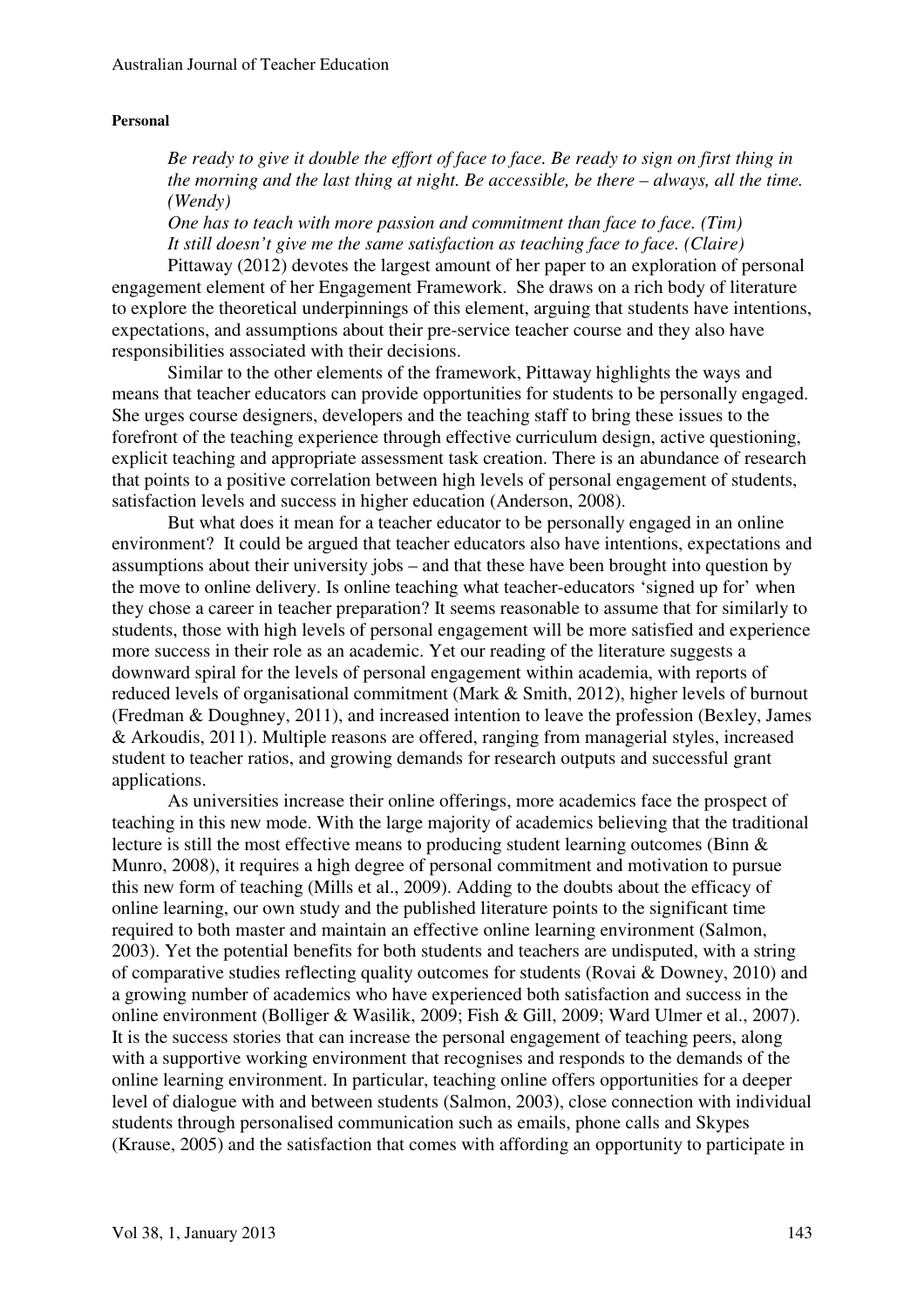**Personal**

> *Be ready to give it double the effort of face to face. Be ready to sign on first thing in the morning and the last thing at night. Be accessible, be there – always, all the time. (Wendy)*
>
> *One has to teach with more passion and commitment than face to face. (Tim)*
>
> *It still doesn't give me the same satisfaction as teaching face to face. (Claire)*

Pittaway (2012) devotes the largest amount of her paper to an exploration of personal engagement element of her Engagement Framework. She draws on a rich body of literature to explore the theoretical underpinnings of this element, arguing that students have intentions, expectations, and assumptions about their pre-service teacher course and they also have responsibilities associated with their decisions.

Similar to the other elements of the framework, Pittaway highlights the ways and means that teacher educators can provide opportunities for students to be personally engaged. She urges course designers, developers and the teaching staff to bring these issues to the forefront of the teaching experience through effective curriculum design, active questioning, explicit teaching and appropriate assessment task creation. There is an abundance of research that points to a positive correlation between high levels of personal engagement of students, satisfaction levels and success in higher education (Anderson, 2008).

But what does it mean for a teacher educator to be personally engaged in an online environment? It could be argued that teacher educators also have intentions, expectations and assumptions about their university jobs – and that these have been brought into question by the move to online delivery. Is online teaching what teacher-educators 'signed up for' when they chose a career in teacher preparation? It seems reasonable to assume that for similarly to students, those with high levels of personal engagement will be more satisfied and experience more success in their role as an academic. Yet our reading of the literature suggests a downward spiral for the levels of personal engagement within academia, with reports of reduced levels of organisational commitment (Mark & Smith, 2012), higher levels of burnout (Fredman & Doughney, 2011), and increased intention to leave the profession (Bexley, James & Arkoudis, 2011). Multiple reasons are offered, ranging from managerial styles, increased student to teacher ratios, and growing demands for research outputs and successful grant applications.

As universities increase their online offerings, more academics face the prospect of teaching in this new mode. With the large majority of academics believing that the traditional lecture is still the most effective means to producing student learning outcomes (Binn & Munro, 2008), it requires a high degree of personal commitment and motivation to pursue this new form of teaching (Mills et al., 2009). Adding to the doubts about the efficacy of online learning, our own study and the published literature points to the significant time required to both master and maintain an effective online learning environment (Salmon, 2003). Yet the potential benefits for both students and teachers are undisputed, with a string of comparative studies reflecting quality outcomes for students (Rovai & Downey, 2010) and a growing number of academics who have experienced both satisfaction and success in the online environment (Bolliger & Wasilik, 2009; Fish & Gill, 2009; Ward Ulmer et al., 2007). It is the success stories that can increase the personal engagement of teaching peers, along with a supportive working environment that recognises and responds to the demands of the online learning environment. In particular, teaching online offers opportunities for a deeper level of dialogue with and between students (Salmon, 2003), close connection with individual students through personalised communication such as emails, phone calls and Skypes (Krause, 2005) and the satisfaction that comes with affording an opportunity to participate in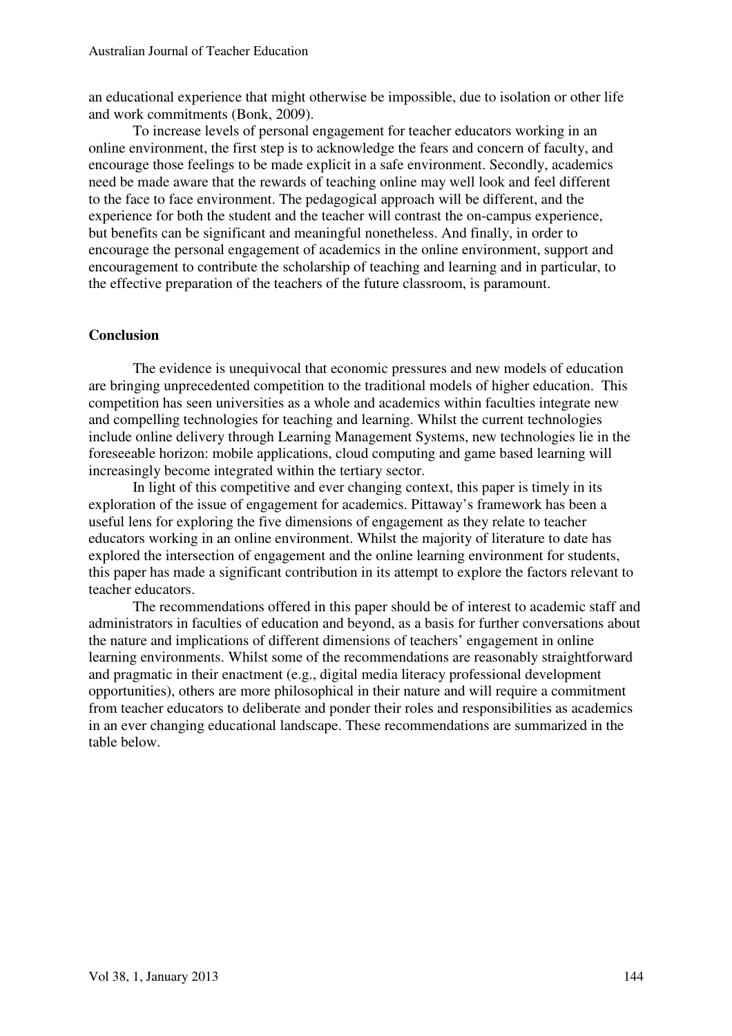an educational experience that might otherwise be impossible, due to isolation or other life and work commitments (Bonk, 2009).

To increase levels of personal engagement for teacher educators working in an online environment, the first step is to acknowledge the fears and concern of faculty, and encourage those feelings to be made explicit in a safe environment. Secondly, academics need be made aware that the rewards of teaching online may well look and feel different to the face to face environment. The pedagogical approach will be different, and the experience for both the student and the teacher will contrast the on-campus experience, but benefits can be significant and meaningful nonetheless. And finally, in order to encourage the personal engagement of academics in the online environment, support and encouragement to contribute the scholarship of teaching and learning and in particular, to the effective preparation of the teachers of the future classroom, is paramount.

## Conclusion

The evidence is unequivocal that economic pressures and new models of education are bringing unprecedented competition to the traditional models of higher education. This competition has seen universities as a whole and academics within faculties integrate new and compelling technologies for teaching and learning. Whilst the current technologies include online delivery through Learning Management Systems, new technologies lie in the foreseeable horizon: mobile applications, cloud computing and game based learning will increasingly become integrated within the tertiary sector.

In light of this competitive and ever changing context, this paper is timely in its exploration of the issue of engagement for academics. Pittaway's framework has been a useful lens for exploring the five dimensions of engagement as they relate to teacher educators working in an online environment. Whilst the majority of literature to date has explored the intersection of engagement and the online learning environment for students, this paper has made a significant contribution in its attempt to explore the factors relevant to teacher educators.

The recommendations offered in this paper should be of interest to academic staff and administrators in faculties of education and beyond, as a basis for further conversations about the nature and implications of different dimensions of teachers' engagement in online learning environments. Whilst some of the recommendations are reasonably straightforward and pragmatic in their enactment (e.g., digital media literacy professional development opportunities), others are more philosophical in their nature and will require a commitment from teacher educators to deliberate and ponder their roles and responsibilities as academics in an ever changing educational landscape. These recommendations are summarized in the table below.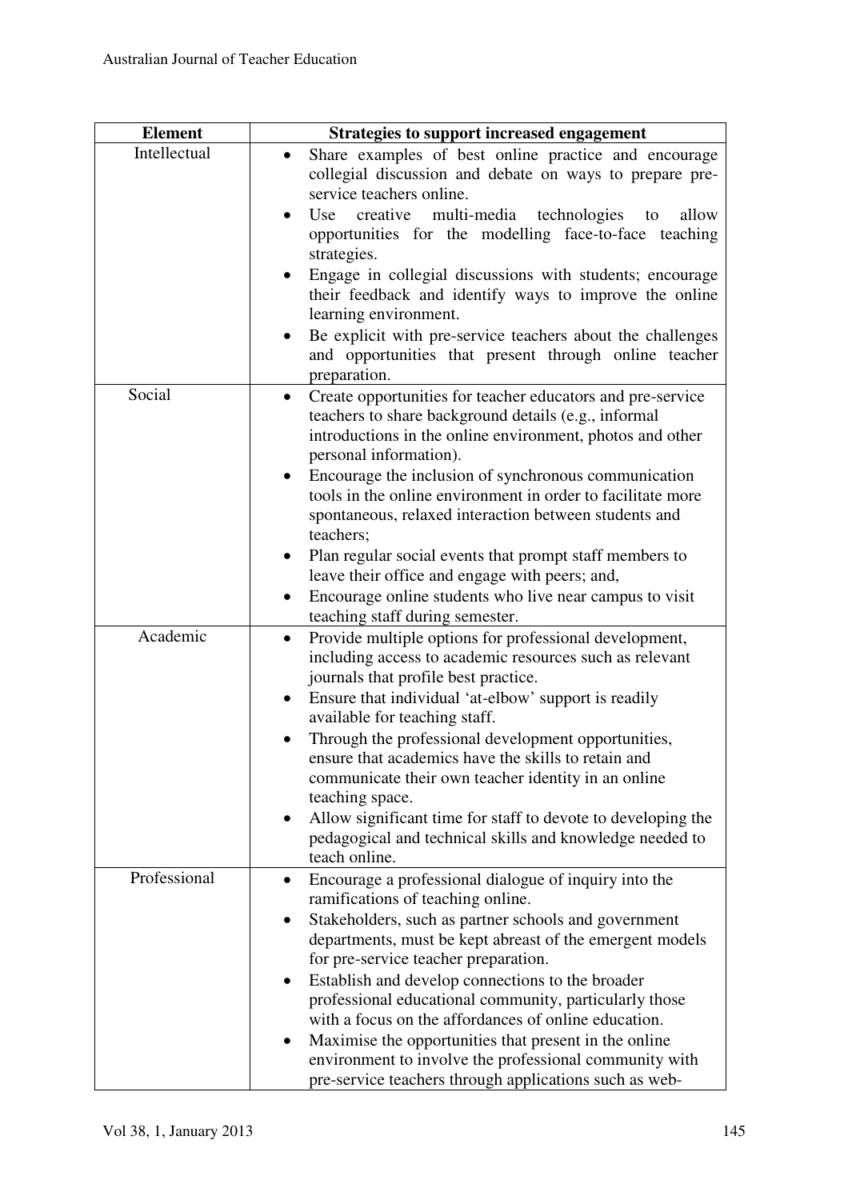| Element | Strategies to support increased engagement |
|---|---|
| Intellectual | • Share examples of best online practice and encourage collegial discussion and debate on ways to prepare pre-service teachers online.<br>• Use creative multi-media technologies to allow opportunities for the modelling face-to-face teaching strategies.<br>• Engage in collegial discussions with students; encourage their feedback and identify ways to improve the online learning environment.<br>• Be explicit with pre-service teachers about the challenges and opportunities that present through online teacher preparation. |
| Social | • Create opportunities for teacher educators and pre-service teachers to share background details (e.g., informal introductions in the online environment, photos and other personal information).<br>• Encourage the inclusion of synchronous communication tools in the online environment in order to facilitate more spontaneous, relaxed interaction between students and teachers;<br>• Plan regular social events that prompt staff members to leave their office and engage with peers; and,<br>• Encourage online students who live near campus to visit teaching staff during semester. |
| Academic | • Provide multiple options for professional development, including access to academic resources such as relevant journals that profile best practice.<br>• Ensure that individual 'at-elbow' support is readily available for teaching staff.<br>• Through the professional development opportunities, ensure that academics have the skills to retain and communicate their own teacher identity in an online teaching space.<br>• Allow significant time for staff to devote to developing the pedagogical and technical skills and knowledge needed to teach online. |
| Professional | • Encourage a professional dialogue of inquiry into the ramifications of teaching online.<br>• Stakeholders, such as partner schools and government departments, must be kept abreast of the emergent models for pre-service teacher preparation.<br>• Establish and develop connections to the broader professional educational community, particularly those with a focus on the affordances of online education.<br>• Maximise the opportunities that present in the online environment to involve the professional community with pre-service teachers through applications such as web- |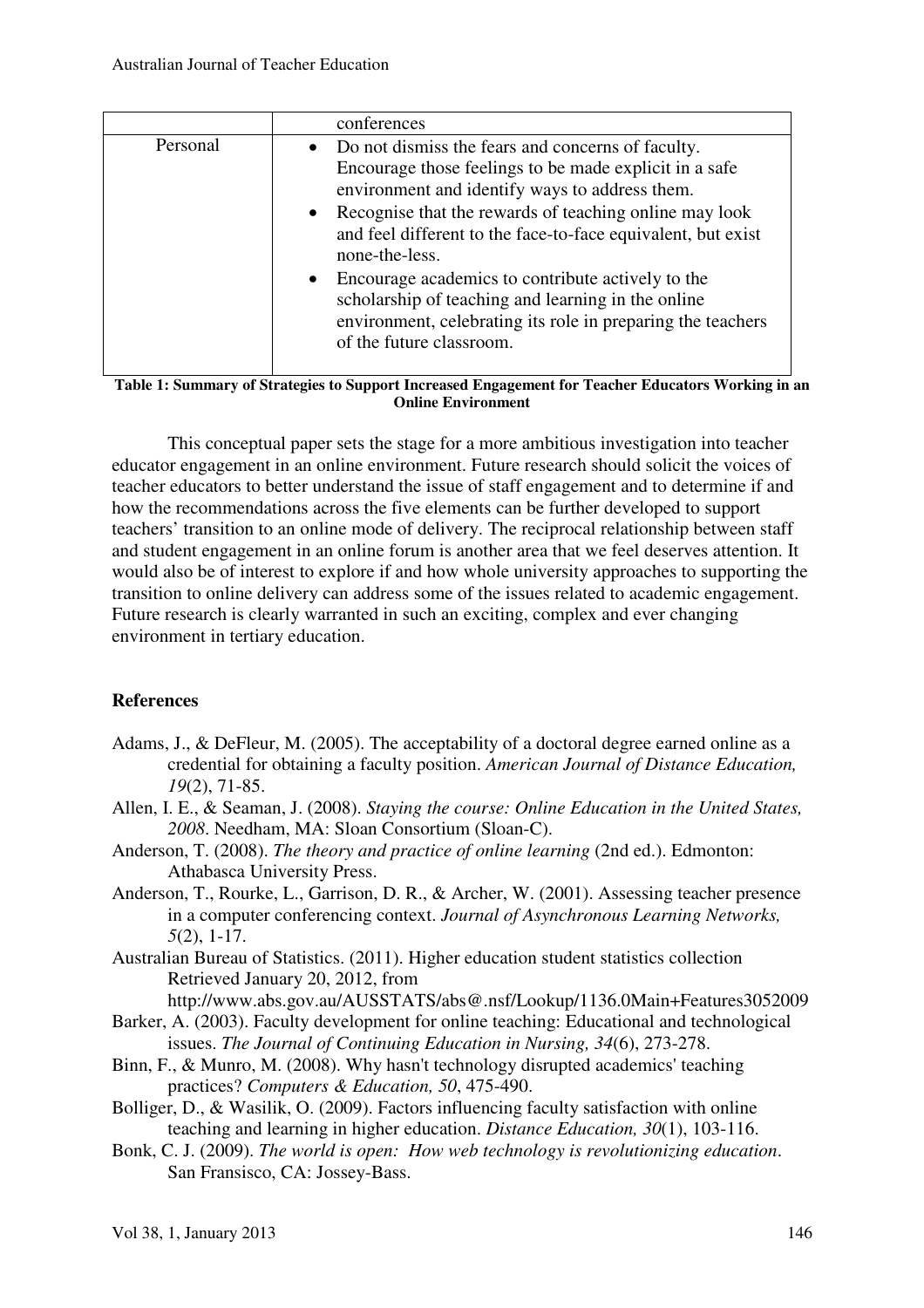| | |
|---|---|
| | conferences |
| Personal | • Do not dismiss the fears and concerns of faculty. Encourage those feelings to be made explicit in a safe environment and identify ways to address them.<br>• Recognise that the rewards of teaching online may look and feel different to the face-to-face equivalent, but exist none-the-less.<br>• Encourage academics to contribute actively to the scholarship of teaching and learning in the online environment, celebrating its role in preparing the teachers of the future classroom. |

**Table 1: Summary of Strategies to Support Increased Engagement for Teacher Educators Working in an Online Environment**

This conceptual paper sets the stage for a more ambitious investigation into teacher educator engagement in an online environment. Future research should solicit the voices of teacher educators to better understand the issue of staff engagement and to determine if and how the recommendations across the five elements can be further developed to support teachers' transition to an online mode of delivery. The reciprocal relationship between staff and student engagement in an online forum is another area that we feel deserves attention. It would also be of interest to explore if and how whole university approaches to supporting the transition to online delivery can address some of the issues related to academic engagement. Future research is clearly warranted in such an exciting, complex and ever changing environment in tertiary education.

## References

Adams, J., & DeFleur, M. (2005). The acceptability of a doctoral degree earned online as a credential for obtaining a faculty position. *American Journal of Distance Education, 19*(2), 71-85.

Allen, I. E., & Seaman, J. (2008). *Staying the course: Online Education in the United States, 2008*. Needham, MA: Sloan Consortium (Sloan-C).

Anderson, T. (2008). *The theory and practice of online learning* (2nd ed.). Edmonton: Athabasca University Press.

Anderson, T., Rourke, L., Garrison, D. R., & Archer, W. (2001). Assessing teacher presence in a computer conferencing context. *Journal of Asynchronous Learning Networks, 5*(2), 1-17.

Australian Bureau of Statistics. (2011). Higher education student statistics collection Retrieved January 20, 2012, from http://www.abs.gov.au/AUSSTATS/abs@.nsf/Lookup/1136.0Main+Features3052009

Barker, A. (2003). Faculty development for online teaching: Educational and technological issues. *The Journal of Continuing Education in Nursing, 34*(6), 273-278.

Binn, F., & Munro, M. (2008). Why hasn't technology disrupted academics' teaching practices? *Computers & Education, 50*, 475-490.

Bolliger, D., & Wasilik, O. (2009). Factors influencing faculty satisfaction with online teaching and learning in higher education. *Distance Education, 30*(1), 103-116.

Bonk, C. J. (2009). *The world is open: How web technology is revolutionizing education*. San Fransisco, CA: Jossey-Bass.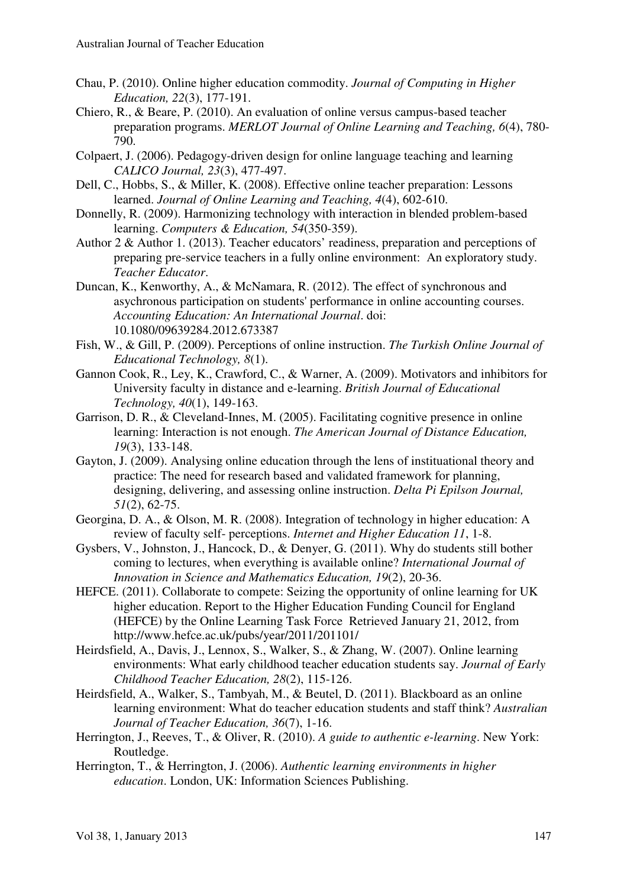Chau, P. (2010). Online higher education commodity. *Journal of Computing in Higher Education, 22*(3), 177-191.

Chiero, R., & Beare, P. (2010). An evaluation of online versus campus-based teacher preparation programs. *MERLOT Journal of Online Learning and Teaching, 6*(4), 780-790.

Colpaert, J. (2006). Pedagogy-driven design for online language teaching and learning *CALICO Journal, 23*(3), 477-497.

Dell, C., Hobbs, S., & Miller, K. (2008). Effective online teacher preparation: Lessons learned. *Journal of Online Learning and Teaching, 4*(4), 602-610.

Donnelly, R. (2009). Harmonizing technology with interaction in blended problem-based learning. *Computers & Education, 54*(350-359).

Author 2 & Author 1. (2013). Teacher educators' readiness, preparation and perceptions of preparing pre-service teachers in a fully online environment: An exploratory study. *Teacher Educator*.

Duncan, K., Kenworthy, A., & McNamara, R. (2012). The effect of synchronous and asychronous participation on students' performance in online accounting courses. *Accounting Education: An International Journal*. doi: 10.1080/09639284.2012.673387

Fish, W., & Gill, P. (2009). Perceptions of online instruction. *The Turkish Online Journal of Educational Technology, 8*(1).

Gannon Cook, R., Ley, K., Crawford, C., & Warner, A. (2009). Motivators and inhibitors for University faculty in distance and e-learning. *British Journal of Educational Technology, 40*(1), 149-163.

Garrison, D. R., & Cleveland-Innes, M. (2005). Facilitating cognitive presence in online learning: Interaction is not enough. *The American Journal of Distance Education, 19*(3), 133-148.

Gayton, J. (2009). Analysing online education through the lens of instituational theory and practice: The need for research based and validated framework for planning, designing, delivering, and assessing online instruction. *Delta Pi Epilson Journal, 51*(2), 62-75.

Georgina, D. A., & Olson, M. R. (2008). Integration of technology in higher education: A review of faculty self- perceptions. *Internet and Higher Education 11*, 1-8.

Gysbers, V., Johnston, J., Hancock, D., & Denyer, G. (2011). Why do students still bother coming to lectures, when everything is available online? *International Journal of Innovation in Science and Mathematics Education, 19*(2), 20-36.

HEFCE. (2011). Collaborate to compete: Seizing the opportunity of online learning for UK higher education. Report to the Higher Education Funding Council for England (HEFCE) by the Online Learning Task Force Retrieved January 21, 2012, from http://www.hefce.ac.uk/pubs/year/2011/201101/

Heirdsfield, A., Davis, J., Lennox, S., Walker, S., & Zhang, W. (2007). Online learning environments: What early childhood teacher education students say. *Journal of Early Childhood Teacher Education, 28*(2), 115-126.

Heirdsfield, A., Walker, S., Tambyah, M., & Beutel, D. (2011). Blackboard as an online learning environment: What do teacher education students and staff think? *Australian Journal of Teacher Education, 36*(7), 1-16.

Herrington, J., Reeves, T., & Oliver, R. (2010). *A guide to authentic e-learning*. New York: Routledge.

Herrington, T., & Herrington, J. (2006). *Authentic learning environments in higher education*. London, UK: Information Sciences Publishing.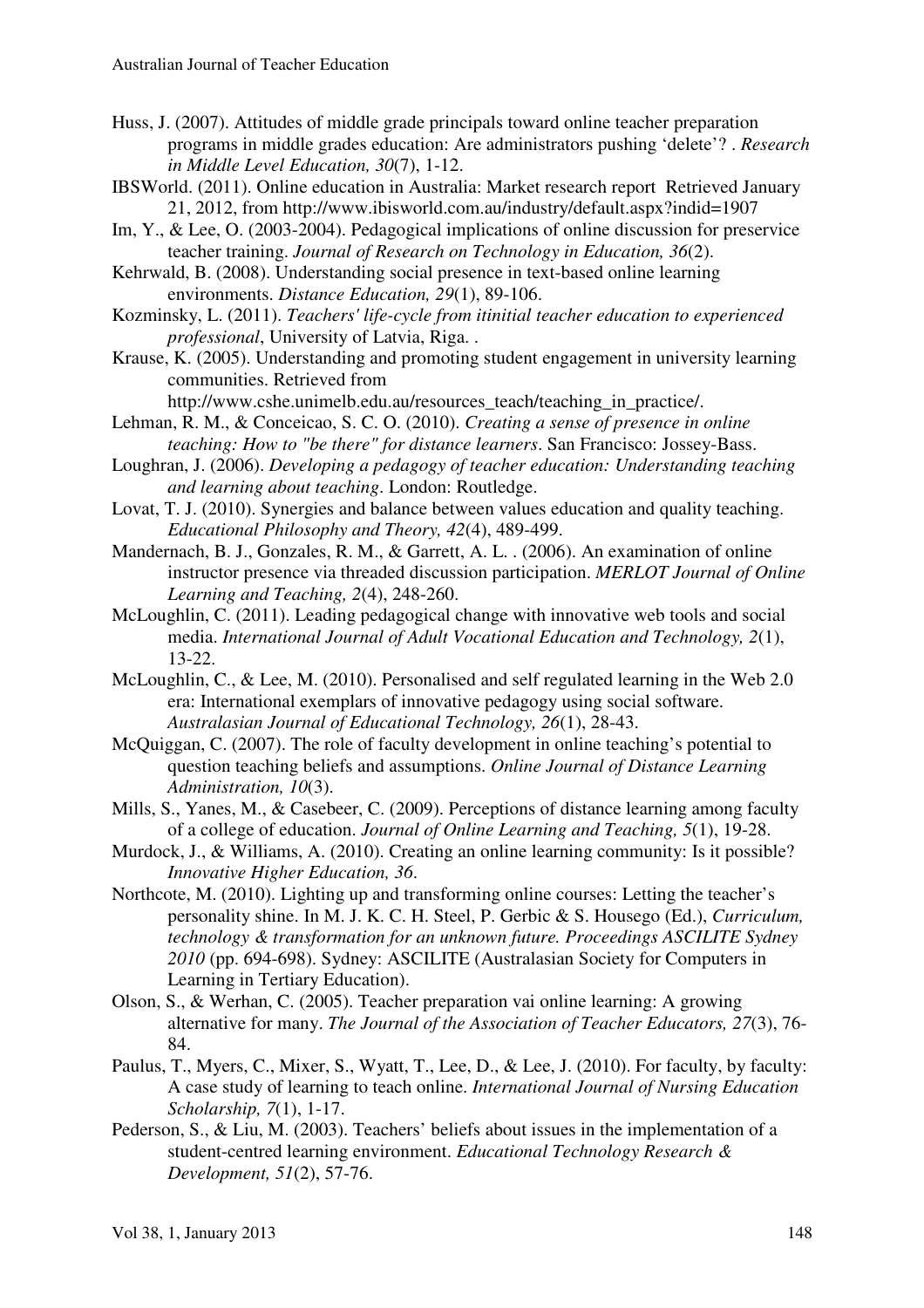Huss, J. (2007). Attitudes of middle grade principals toward online teacher preparation programs in middle grades education: Are administrators pushing 'delete'? . *Research in Middle Level Education, 30*(7), 1-12.

IBSWorld. (2011). Online education in Australia: Market research report Retrieved January 21, 2012, from http://www.ibisworld.com.au/industry/default.aspx?indid=1907

Im, Y., & Lee, O. (2003-2004). Pedagogical implications of online discussion for preservice teacher training. *Journal of Research on Technology in Education, 36*(2).

Kehrwald, B. (2008). Understanding social presence in text-based online learning environments. *Distance Education, 29*(1), 89-106.

Kozminsky, L. (2011). *Teachers' life-cycle from itinitial teacher education to experienced professional*, University of Latvia, Riga. .

Krause, K. (2005). Understanding and promoting student engagement in university learning communities. Retrieved from http://www.cshe.unimelb.edu.au/resources_teach/teaching_in_practice/.

Lehman, R. M., & Conceicao, S. C. O. (2010). *Creating a sense of presence in online teaching: How to "be there" for distance learners*. San Francisco: Jossey-Bass.

Loughran, J. (2006). *Developing a pedagogy of teacher education: Understanding teaching and learning about teaching*. London: Routledge.

Lovat, T. J. (2010). Synergies and balance between values education and quality teaching. *Educational Philosophy and Theory, 42*(4), 489-499.

Mandernach, B. J., Gonzales, R. M., & Garrett, A. L. . (2006). An examination of online instructor presence via threaded discussion participation. *MERLOT Journal of Online Learning and Teaching, 2*(4), 248-260.

McLoughlin, C. (2011). Leading pedagogical change with innovative web tools and social media. *International Journal of Adult Vocational Education and Technology, 2*(1), 13-22.

McLoughlin, C., & Lee, M. (2010). Personalised and self regulated learning in the Web 2.0 era: International exemplars of innovative pedagogy using social software. *Australasian Journal of Educational Technology, 26*(1), 28-43.

McQuiggan, C. (2007). The role of faculty development in online teaching's potential to question teaching beliefs and assumptions. *Online Journal of Distance Learning Administration, 10*(3).

Mills, S., Yanes, M., & Casebeer, C. (2009). Perceptions of distance learning among faculty of a college of education. *Journal of Online Learning and Teaching, 5*(1), 19-28.

Murdock, J., & Williams, A. (2010). Creating an online learning community: Is it possible? *Innovative Higher Education, 36*.

Northcote, M. (2010). Lighting up and transforming online courses: Letting the teacher's personality shine. In M. J. K. C. H. Steel, P. Gerbic & S. Housego (Ed.), *Curriculum, technology & transformation for an unknown future. Proceedings ASCILITE Sydney 2010* (pp. 694-698). Sydney: ASCILITE (Australasian Society for Computers in Learning in Tertiary Education).

Olson, S., & Werhan, C. (2005). Teacher preparation vai online learning: A growing alternative for many. *The Journal of the Association of Teacher Educators, 27*(3), 76-84.

Paulus, T., Myers, C., Mixer, S., Wyatt, T., Lee, D., & Lee, J. (2010). For faculty, by faculty: A case study of learning to teach online. *International Journal of Nursing Education Scholarship, 7*(1), 1-17.

Pederson, S., & Liu, M. (2003). Teachers' beliefs about issues in the implementation of a student-centred learning environment. *Educational Technology Research & Development, 51*(2), 57-76.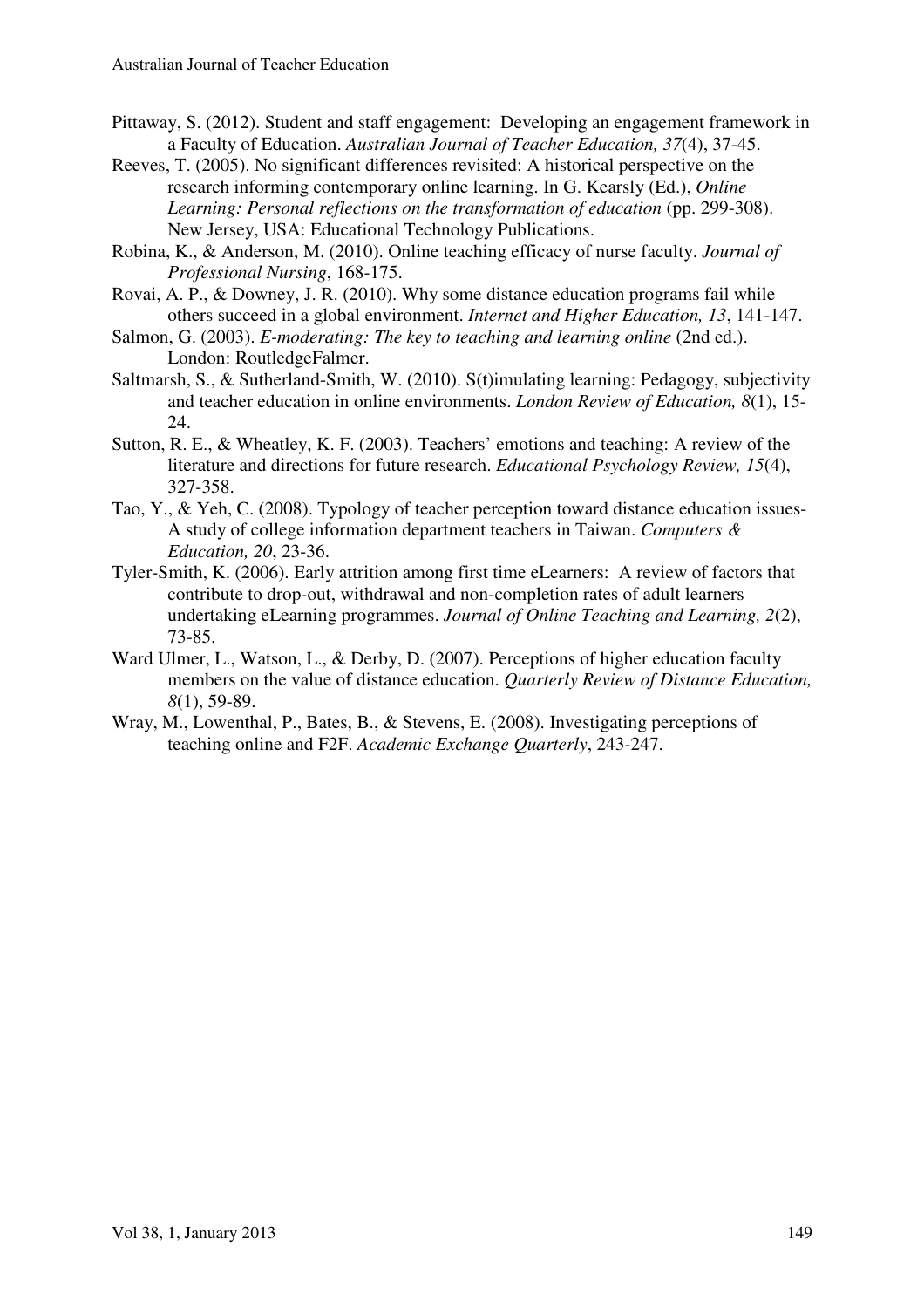Pittaway, S. (2012). Student and staff engagement: Developing an engagement framework in a Faculty of Education. *Australian Journal of Teacher Education, 37*(4), 37-45.

Reeves, T. (2005). No significant differences revisited: A historical perspective on the research informing contemporary online learning. In G. Kearsly (Ed.), *Online Learning: Personal reflections on the transformation of education* (pp. 299-308). New Jersey, USA: Educational Technology Publications.

Robina, K., & Anderson, M. (2010). Online teaching efficacy of nurse faculty. *Journal of Professional Nursing*, 168-175.

Rovai, A. P., & Downey, J. R. (2010). Why some distance education programs fail while others succeed in a global environment. *Internet and Higher Education, 13*, 141-147.

Salmon, G. (2003). *E-moderating: The key to teaching and learning online* (2nd ed.). London: RoutledgeFalmer.

Saltmarsh, S., & Sutherland-Smith, W. (2010). S(t)imulating learning: Pedagogy, subjectivity and teacher education in online environments. *London Review of Education, 8*(1), 15-24.

Sutton, R. E., & Wheatley, K. F. (2003). Teachers' emotions and teaching: A review of the literature and directions for future research. *Educational Psychology Review, 15*(4), 327-358.

Tao, Y., & Yeh, C. (2008). Typology of teacher perception toward distance education issues-A study of college information department teachers in Taiwan. *Computers & Education, 20*, 23-36.

Tyler-Smith, K. (2006). Early attrition among first time eLearners: A review of factors that contribute to drop-out, withdrawal and non-completion rates of adult learners undertaking eLearning programmes. *Journal of Online Teaching and Learning, 2*(2), 73-85.

Ward Ulmer, L., Watson, L., & Derby, D. (2007). Perceptions of higher education faculty members on the value of distance education. *Quarterly Review of Distance Education, 8*(1), 59-89.

Wray, M., Lowenthal, P., Bates, B., & Stevens, E. (2008). Investigating perceptions of teaching online and F2F. *Academic Exchange Quarterly*, 243-247.